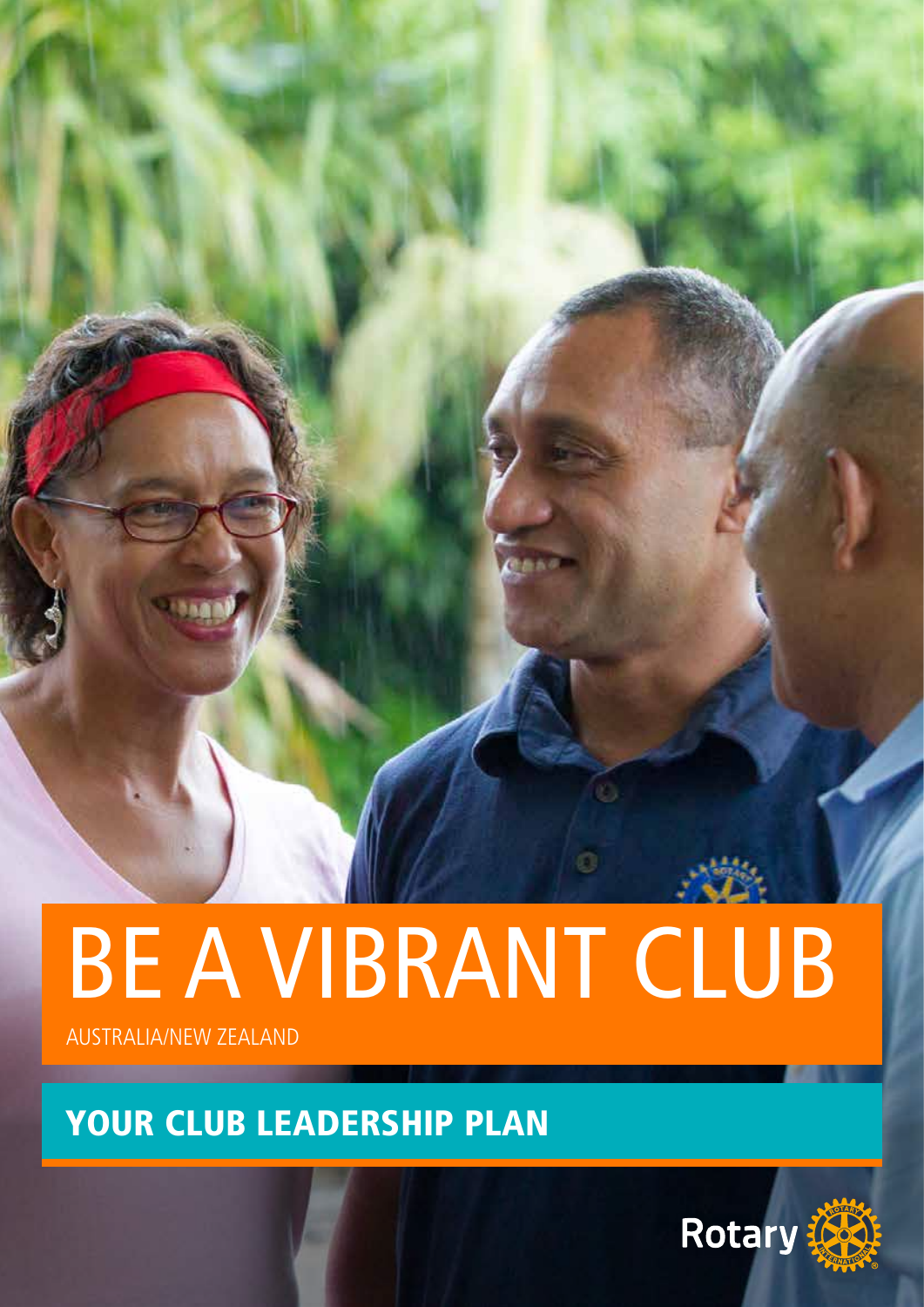# BE A VIBRANT CLUB

AUSTRALIA/NEW ZEALAND

## YOUR CLUB LEADERSHIP PLAN

Rotary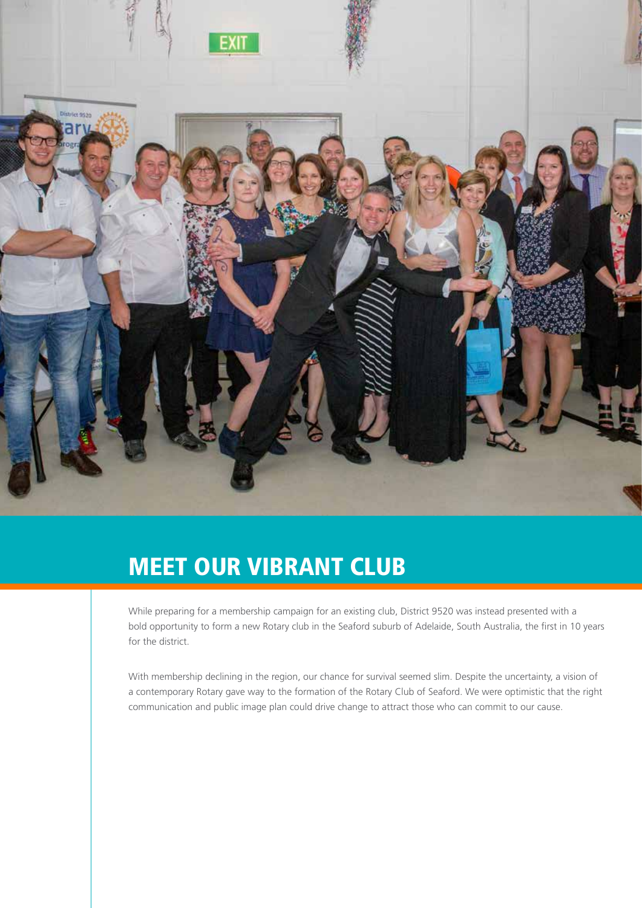## MEET OUR VIBRANT CLUB

While preparing for a membership campaign for an existing club, District 9520 was instead presented with a bold opportunity to form a new Rotary club in the Seaford suburb of Adelaide, South Australia, the first in 10 years for the district.

With membership declining in the region, our chance for survival seemed slim. Despite the uncertainty, a vision of a contemporary Rotary gave way to the formation of the Rotary Club of Seaford. We were optimistic that the right communication and public image plan could drive change to attract those who can commit to our cause.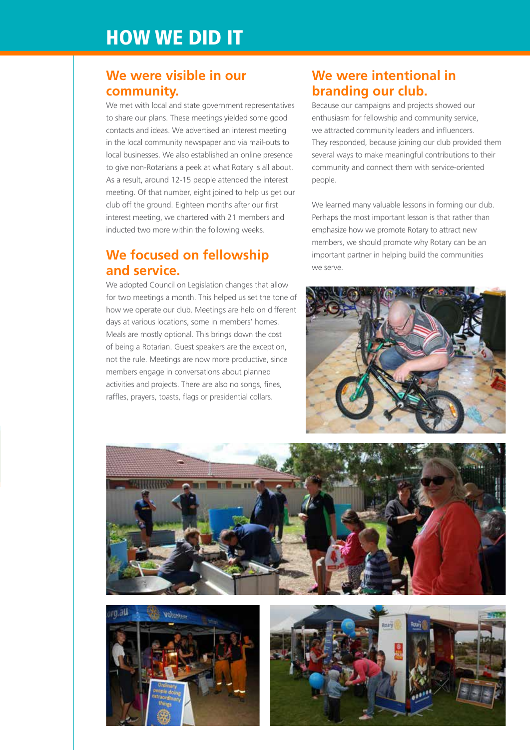# HOW WE DID IT

## We were visible in our community.

We met with local and state government representatives to share our plans. These meetings yielded some good contacts and ideas. We advertised an interest meeting in the local community newspaper and via mail-outs to local businesses. We also established an online presence to give non-Rotarians a peek at what Rotary is all about. As a result, around 12-15 people attended the interest meeting. Of that number, eight joined to help us get our club off the ground. Eighteen months after our first interest meeting, we chartered with 21 members and inducted two more within the following weeks.

## We focused on fellowship and service.

We adopted Council on Legislation changes that allow for two meetings a month. This helped us set the tone of how we operate our club. Meetings are held on different days at various locations, some in members' homes. Meals are mostly optional. This brings down the cost of being a Rotarian. Guest speakers are the exception, not the rule. Meetings are now more productive, since members engage in conversations about planned activities and projects. There are also no songs, fines, raffles, prayers, toasts, flags or presidential collars.

## We were intentional in branding our club.

Because our campaigns and projects showed our enthusiasm for fellowship and community service, we attracted community leaders and influencers. They responded, because joining our club provided them several ways to make meaningful contributions to their community and connect them with service-oriented people.

We learned many valuable lessons in forming our club. Perhaps the most important lesson is that rather than emphasize how we promote Rotary to attract new members, we should promote why Rotary can be an important partner in helping build the communities we serve.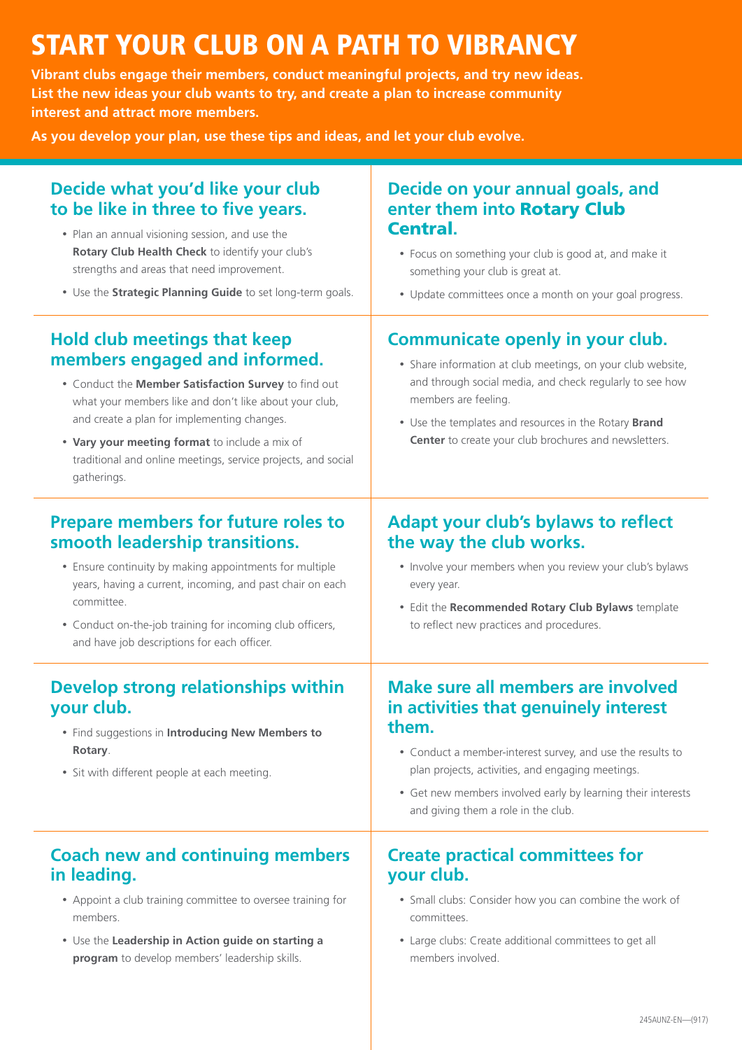# START YOUR CLUB ON A PATH TO VIBRANCY

**Vibrant clubs engage their members, conduct meaningful projects, and try new ideas. List the new ideas your club wants to try, and create a plan to increase community interest and attract more members.**

**As you develop your plan, use these tips and ideas, and let your club evolve.**

## Decide what you'd like your club to be like in three to five years.

- Plan an annual visioning session, and use the **Rotary Club Health Check** to identify your club's strengths and areas that need improvement.
- Use the **Strategic Planning Guide** to set long-term goals.

## Decide on your annual goals, and enter them into Rotary Club Central.

- Focus on something your club is good at, and make it something your club is great at.
- Update committees once a month on your goal progress.

## Hold club meetings that keep members engaged and informed.

- Conduct the **Member Satisfaction Survey** to find out what your members like and don't like about your club, and create a plan for implementing changes.
- **Vary your meeting format** to include a mix of traditional and online meetings, service projects, and social gatherings.

## Communicate openly in your club.

- Share information at club meetings, on your club website, and through social media, and check regularly to see how members are feeling.
- Use the templates and resources in the Rotary **Brand Center** to create your club brochures and newsletters.

## Prepare members for future roles to smooth leadership transitions.

- Ensure continuity by making appointments for multiple years, having a current, incoming, and past chair on each committee.
- Conduct on-the-job training for incoming club officers, and have job descriptions for each officer.

## Adapt your club's bylaws to reflect the way the club works.

- Involve your members when you review your club's bylaws every year.
- Edit the **Recommended Rotary Club Bylaws** template to reflect new practices and procedures.

## Develop strong relationships within your club.

- Find suggestions in **Introducing New Members to Rotary**.
- Sit with different people at each meeting.

## Make sure all members are involved in activities that genuinely interest them.

- Conduct a member-interest survey, and use the results to plan projects, activities, and engaging meetings.
- Get new members involved early by learning their interests and giving them a role in the club.

## Coach new and continuing members in leading.

- Appoint a club training committee to oversee training for members.
- Use the **Leadership in Action guide on starting a program** to develop members' leadership skills.

## Create practical committees for your club.

- Small clubs: Consider how you can combine the work of committees.
- Large clubs: Create additional committees to get all members involved.

245AUNZ-EN—(917)